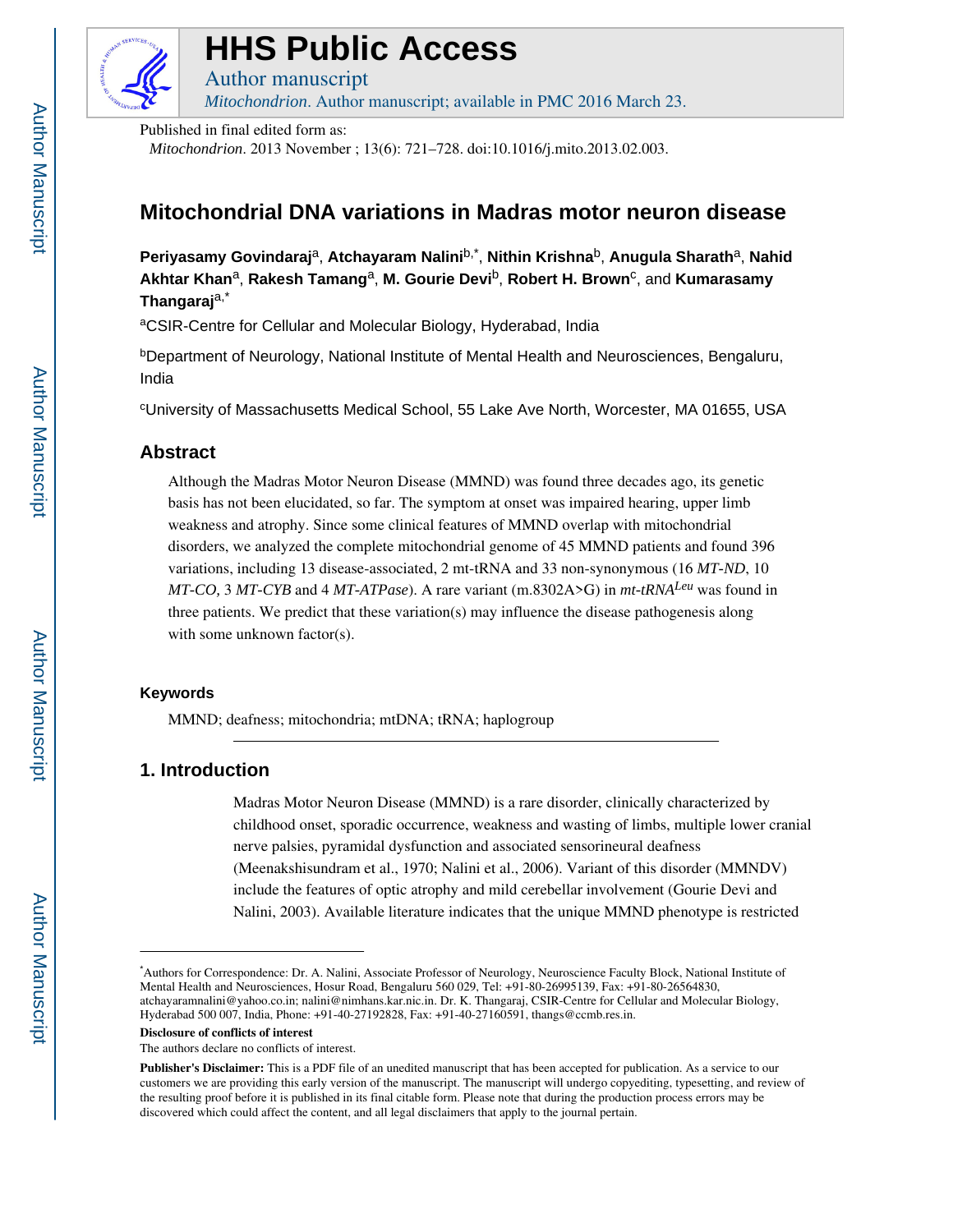# HHS Public Access

Author manuscript

*Mitochondrion*. Author manuscript; available in PMC 2016 March 23.

Published in final edited form as:

*Mitochondrion*. 2013 November ; 13(6): 721–728. doi:10.1016/j.mito.2013.02.003.

# Mitochondrial DNA variations in Madras motor neuron disease

**Periyasamy Govindaraj**[a], **Atchayaram Nalini**[b,*], **Nithin Krishna**[b], **Anugula Sharath**[a], **Nahid Akhtar Khan**[a], **Rakesh Tamang**[a], **M. Gourie Devi**[b], **Robert H. Brown**[c], and **Kumarasamy Thangaraj**[a,*]

[a]CSIR-Centre for Cellular and Molecular Biology, Hyderabad, India

[b]Department of Neurology, National Institute of Mental Health and Neurosciences, Bengaluru, India

[c]University of Massachusetts Medical School, 55 Lake Ave North, Worcester, MA 01655, USA

## Abstract

Although the Madras Motor Neuron Disease (MMND) was found three decades ago, its genetic basis has not been elucidated, so far. The symptom at onset was impaired hearing, upper limb weakness and atrophy. Since some clinical features of MMND overlap with mitochondrial disorders, we analyzed the complete mitochondrial genome of 45 MMND patients and found 396 variations, including 13 disease-associated, 2 mt-tRNA and 33 non-synonymous (16 *MT-ND*, 10 *MT-CO,* 3 *MT-CYB* and 4 *MT-ATPase*). A rare variant (m.8302A>G) in *mt-tRNA$^{Leu}$* was found in three patients. We predict that these variation(s) may influence the disease pathogenesis along with some unknown factor(s).

### Keywords

MMND; deafness; mitochondria; mtDNA; tRNA; haplogroup

## 1. Introduction

Madras Motor Neuron Disease (MMND) is a rare disorder, clinically characterized by childhood onset, sporadic occurrence, weakness and wasting of limbs, multiple lower cranial nerve palsies, pyramidal dysfunction and associated sensorineural deafness (Meenakshisundram et al., 1970; Nalini et al., 2006). Variant of this disorder (MMNDV) include the features of optic atrophy and mild cerebellar involvement (Gourie Devi and Nalini, 2003). Available literature indicates that the unique MMND phenotype is restricted

---

*Authors for Correspondence: Dr. A. Nalini, Associate Professor of Neurology, Neuroscience Faculty Block, National Institute of Mental Health and Neurosciences, Hosur Road, Bengaluru 560 029, Tel: +91-80-26995139, Fax: +91-80-26564830, atchayaramnalini@yahoo.co.in; nalini@nimhans.kar.nic.in. Dr. K. Thangaraj, CSIR-Centre for Cellular and Molecular Biology, Hyderabad 500 007, India, Phone: +91-40-27192828, Fax: +91-40-27160591, thangs@ccmb.res.in.

**Disclosure of conflicts of interest**

The authors declare no conflicts of interest.

**Publisher's Disclaimer:** This is a PDF file of an unedited manuscript that has been accepted for publication. As a service to our customers we are providing this early version of the manuscript. The manuscript will undergo copyediting, typesetting, and review of the resulting proof before it is published in its final citable form. Please note that during the production process errors may be discovered which could affect the content, and all legal disclaimers that apply to the journal pertain.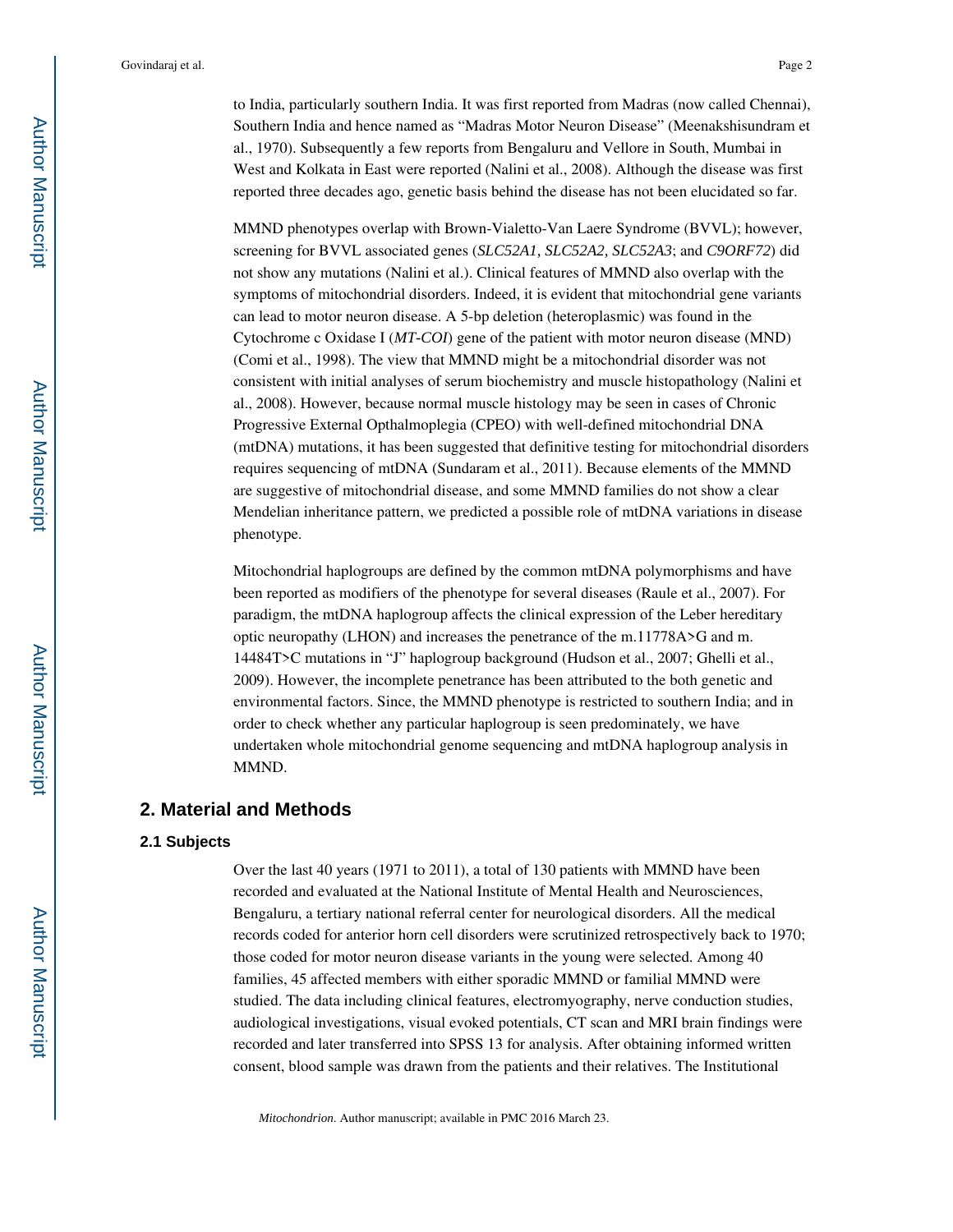to India, particularly southern India. It was first reported from Madras (now called Chennai), Southern India and hence named as "Madras Motor Neuron Disease" (Meenakshisundram et al., 1970). Subsequently a few reports from Bengaluru and Vellore in South, Mumbai in West and Kolkata in East were reported (Nalini et al., 2008). Although the disease was first reported three decades ago, genetic basis behind the disease has not been elucidated so far.

MMND phenotypes overlap with Brown-Vialetto-Van Laere Syndrome (BVVL); however, screening for BVVL associated genes (*SLC52A1, SLC52A2, SLC52A3*; and *C9ORF72*) did not show any mutations (Nalini et al.). Clinical features of MMND also overlap with the symptoms of mitochondrial disorders. Indeed, it is evident that mitochondrial gene variants can lead to motor neuron disease. A 5-bp deletion (heteroplasmic) was found in the Cytochrome c Oxidase I (*MT-COI*) gene of the patient with motor neuron disease (MND) (Comi et al., 1998). The view that MMND might be a mitochondrial disorder was not consistent with initial analyses of serum biochemistry and muscle histopathology (Nalini et al., 2008). However, because normal muscle histology may be seen in cases of Chronic Progressive External Opthalmoplegia (CPEO) with well-defined mitochondrial DNA (mtDNA) mutations, it has been suggested that definitive testing for mitochondrial disorders requires sequencing of mtDNA (Sundaram et al., 2011). Because elements of the MMND are suggestive of mitochondrial disease, and some MMND families do not show a clear Mendelian inheritance pattern, we predicted a possible role of mtDNA variations in disease phenotype.

Mitochondrial haplogroups are defined by the common mtDNA polymorphisms and have been reported as modifiers of the phenotype for several diseases (Raule et al., 2007). For paradigm, the mtDNA haplogroup affects the clinical expression of the Leber hereditary optic neuropathy (LHON) and increases the penetrance of the m.11778A>G and m.14484T>C mutations in "J" haplogroup background (Hudson et al., 2007; Ghelli et al., 2009). However, the incomplete penetrance has been attributed to the both genetic and environmental factors. Since, the MMND phenotype is restricted to southern India; and in order to check whether any particular haplogroup is seen predominately, we have undertaken whole mitochondrial genome sequencing and mtDNA haplogroup analysis in MMND.

## 2. Material and Methods

### 2.1 Subjects

Over the last 40 years (1971 to 2011), a total of 130 patients with MMND have been recorded and evaluated at the National Institute of Mental Health and Neurosciences, Bengaluru, a tertiary national referral center for neurological disorders. All the medical records coded for anterior horn cell disorders were scrutinized retrospectively back to 1970; those coded for motor neuron disease variants in the young were selected. Among 40 families, 45 affected members with either sporadic MMND or familial MMND were studied. The data including clinical features, electromyography, nerve conduction studies, audiological investigations, visual evoked potentials, CT scan and MRI brain findings were recorded and later transferred into SPSS 13 for analysis. After obtaining informed written consent, blood sample was drawn from the patients and their relatives. The Institutional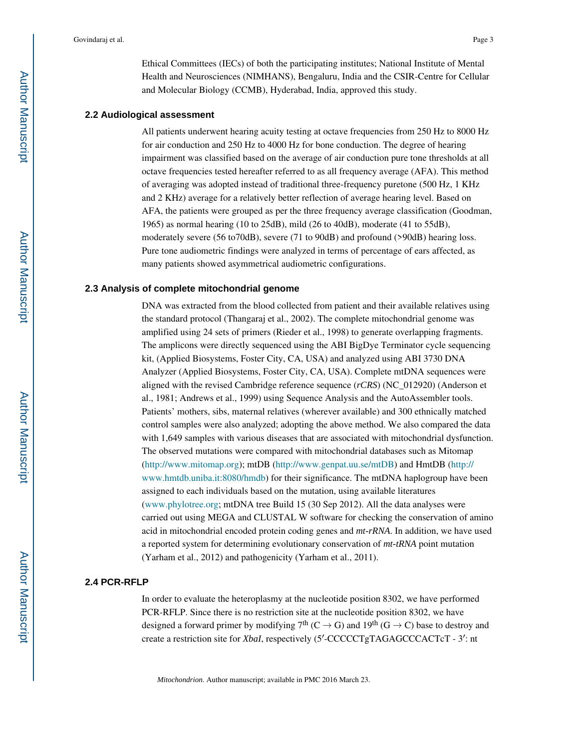Ethical Committees (IECs) of both the participating institutes; National Institute of Mental Health and Neurosciences (NIMHANS), Bengaluru, India and the CSIR-Centre for Cellular and Molecular Biology (CCMB), Hyderabad, India, approved this study.

### 2.2 Audiological assessment

All patients underwent hearing acuity testing at octave frequencies from 250 Hz to 8000 Hz for air conduction and 250 Hz to 4000 Hz for bone conduction. The degree of hearing impairment was classified based on the average of air conduction pure tone thresholds at all octave frequencies tested hereafter referred to as all frequency average (AFA). This method of averaging was adopted instead of traditional three-frequency puretone (500 Hz, 1 KHz and 2 KHz) average for a relatively better reflection of average hearing level. Based on AFA, the patients were grouped as per the three frequency average classification (Goodman, 1965) as normal hearing (10 to 25dB), mild (26 to 40dB), moderate (41 to 55dB), moderately severe (56 to70dB), severe (71 to 90dB) and profound (>90dB) hearing loss. Pure tone audiometric findings were analyzed in terms of percentage of ears affected, as many patients showed asymmetrical audiometric configurations.

### 2.3 Analysis of complete mitochondrial genome

DNA was extracted from the blood collected from patient and their available relatives using the standard protocol (Thangaraj et al., 2002). The complete mitochondrial genome was amplified using 24 sets of primers (Rieder et al., 1998) to generate overlapping fragments. The amplicons were directly sequenced using the ABI BigDye Terminator cycle sequencing kit, (Applied Biosystems, Foster City, CA, USA) and analyzed using ABI 3730 DNA Analyzer (Applied Biosystems, Foster City, CA, USA). Complete mtDNA sequences were aligned with the revised Cambridge reference sequence (*rCRS*) (NC_012920) (Anderson et al., 1981; Andrews et al., 1999) using Sequence Analysis and the AutoAssembler tools. Patients' mothers, sibs, maternal relatives (wherever available) and 300 ethnically matched control samples were also analyzed; adopting the above method. We also compared the data with 1,649 samples with various diseases that are associated with mitochondrial dysfunction. The observed mutations were compared with mitochondrial databases such as Mitomap (http://www.mitomap.org); mtDB (http://www.genpat.uu.se/mtDB) and HmtDB (http://www.hmtdb.uniba.it:8080/hmdb) for their significance. The mtDNA haplogroup have been assigned to each individuals based on the mutation, using available literatures (www.phylotree.org; mtDNA tree Build 15 (30 Sep 2012). All the data analyses were carried out using MEGA and CLUSTAL W software for checking the conservation of amino acid in mitochondrial encoded protein coding genes and *mt-rRNA*. In addition, we have used a reported system for determining evolutionary conservation of *mt-tRNA* point mutation (Yarham et al., 2012) and pathogenicity (Yarham et al., 2011).

### 2.4 PCR-RFLP

In order to evaluate the heteroplasmy at the nucleotide position 8302, we have performed PCR-RFLP. Since there is no restriction site at the nucleotide position 8302, we have designed a forward primer by modifying 7$^{th}$ (C → G) and 19$^{th}$ (G → C) base to destroy and create a restriction site for *XbaI*, respectively (5′-CCCCCTgTAGAGCCCACTcT - 3′: nt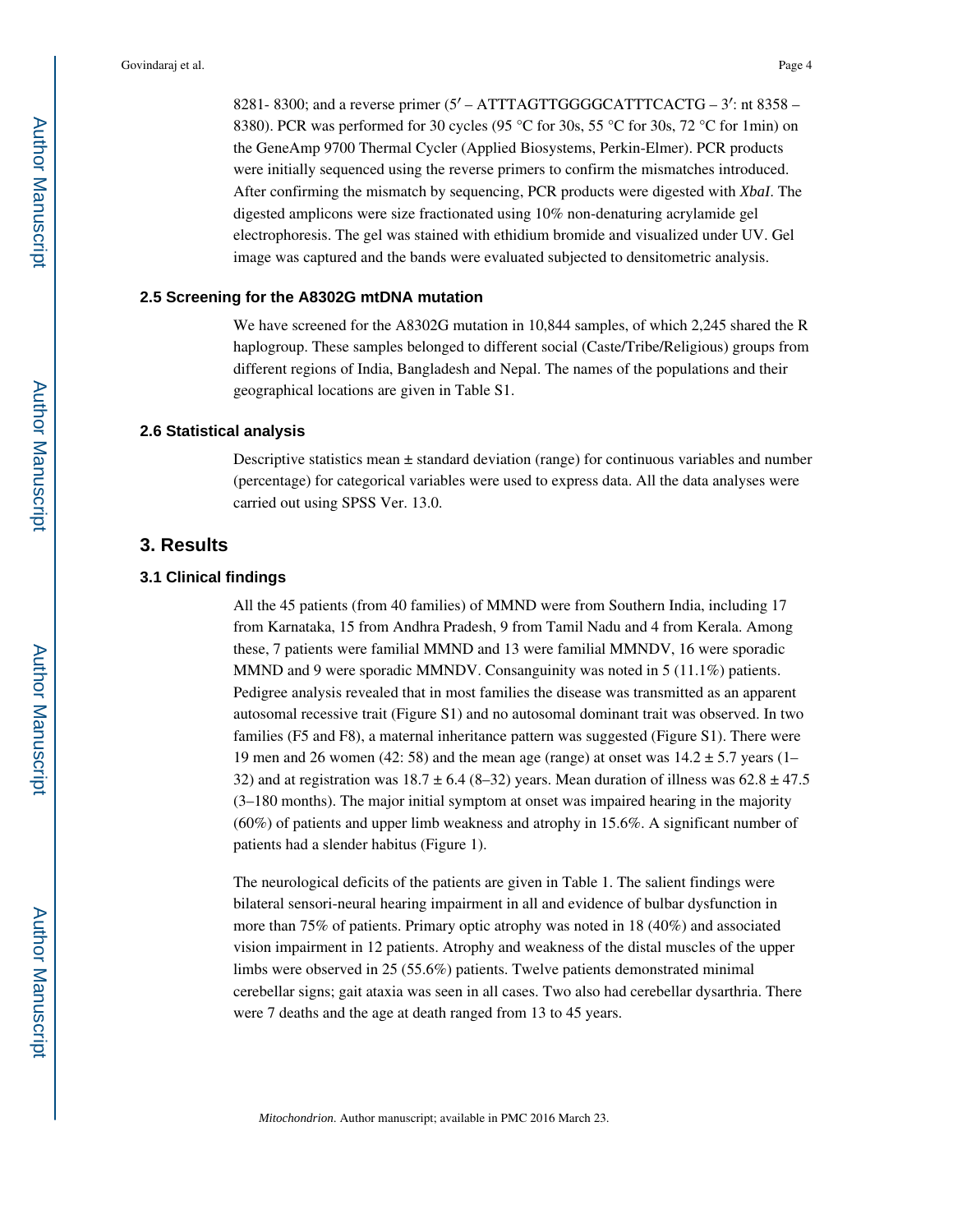8281- 8300; and a reverse primer (5′ – ATTTAGTTGGGGCATTTCACTG – 3′: nt 8358 – 8380). PCR was performed for 30 cycles (95 °C for 30s, 55 °C for 30s, 72 °C for 1min) on the GeneAmp 9700 Thermal Cycler (Applied Biosystems, Perkin-Elmer). PCR products were initially sequenced using the reverse primers to confirm the mismatches introduced. After confirming the mismatch by sequencing, PCR products were digested with *XbaI*. The digested amplicons were size fractionated using 10% non-denaturing acrylamide gel electrophoresis. The gel was stained with ethidium bromide and visualized under UV. Gel image was captured and the bands were evaluated subjected to densitometric analysis.

### 2.5 Screening for the A8302G mtDNA mutation

We have screened for the A8302G mutation in 10,844 samples, of which 2,245 shared the R haplogroup. These samples belonged to different social (Caste/Tribe/Religious) groups from different regions of India, Bangladesh and Nepal. The names of the populations and their geographical locations are given in Table S1.

### 2.6 Statistical analysis

Descriptive statistics mean ± standard deviation (range) for continuous variables and number (percentage) for categorical variables were used to express data. All the data analyses were carried out using SPSS Ver. 13.0.

## 3. Results

### 3.1 Clinical findings

All the 45 patients (from 40 families) of MMND were from Southern India, including 17 from Karnataka, 15 from Andhra Pradesh, 9 from Tamil Nadu and 4 from Kerala. Among these, 7 patients were familial MMND and 13 were familial MMNDV, 16 were sporadic MMND and 9 were sporadic MMNDV. Consanguinity was noted in 5 (11.1%) patients. Pedigree analysis revealed that in most families the disease was transmitted as an apparent autosomal recessive trait (Figure S1) and no autosomal dominant trait was observed. In two families (F5 and F8), a maternal inheritance pattern was suggested (Figure S1). There were 19 men and 26 women (42: 58) and the mean age (range) at onset was 14.2 ± 5.7 years (1–32) and at registration was 18.7 ± 6.4 (8–32) years. Mean duration of illness was 62.8 ± 47.5 (3–180 months). The major initial symptom at onset was impaired hearing in the majority (60%) of patients and upper limb weakness and atrophy in 15.6%. A significant number of patients had a slender habitus (Figure 1).

The neurological deficits of the patients are given in Table 1. The salient findings were bilateral sensori-neural hearing impairment in all and evidence of bulbar dysfunction in more than 75% of patients. Primary optic atrophy was noted in 18 (40%) and associated vision impairment in 12 patients. Atrophy and weakness of the distal muscles of the upper limbs were observed in 25 (55.6%) patients. Twelve patients demonstrated minimal cerebellar signs; gait ataxia was seen in all cases. Two also had cerebellar dysarthria. There were 7 deaths and the age at death ranged from 13 to 45 years.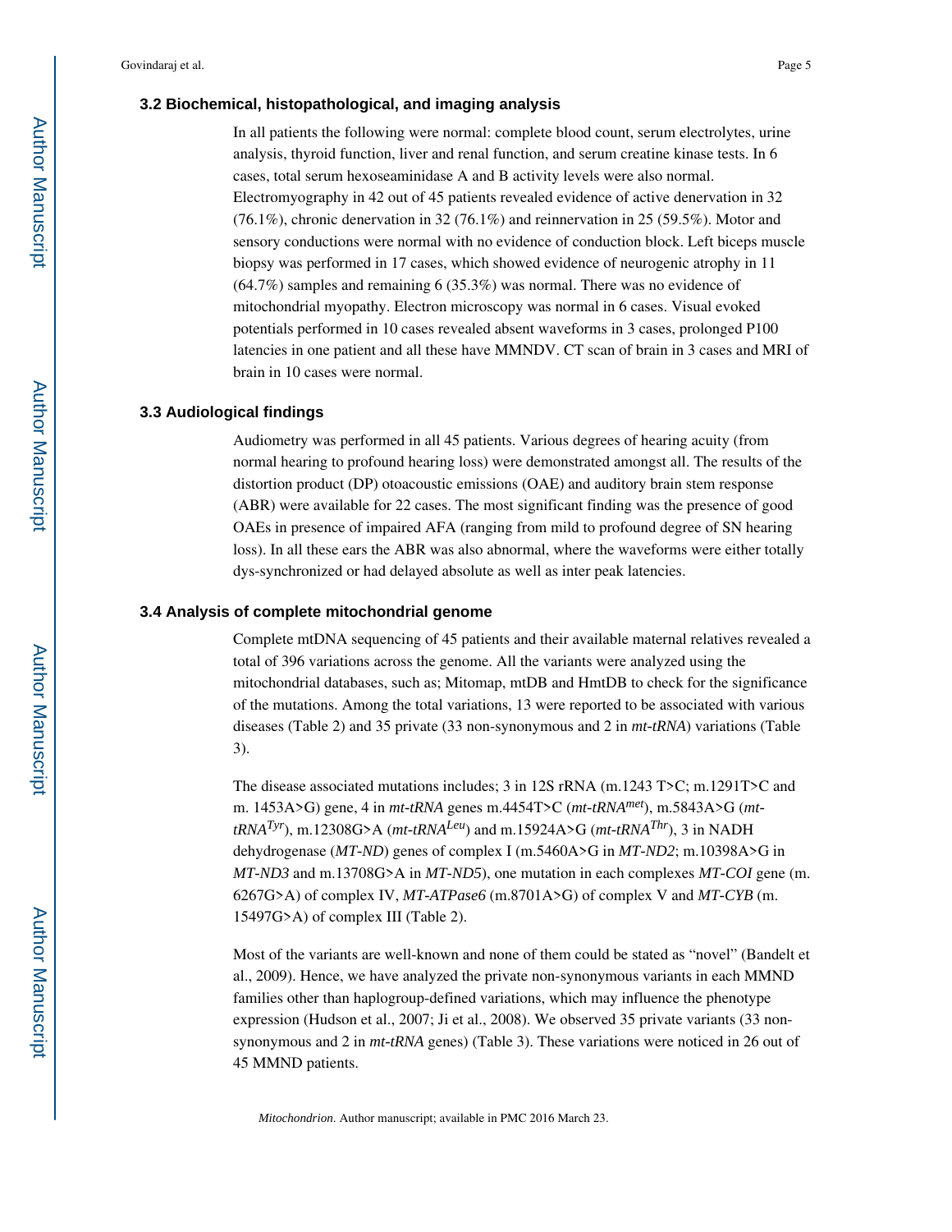### 3.2 Biochemical, histopathological, and imaging analysis

In all patients the following were normal: complete blood count, serum electrolytes, urine analysis, thyroid function, liver and renal function, and serum creatine kinase tests. In 6 cases, total serum hexoseaminidase A and B activity levels were also normal. Electromyography in 42 out of 45 patients revealed evidence of active denervation in 32 (76.1%), chronic denervation in 32 (76.1%) and reinnervation in 25 (59.5%). Motor and sensory conductions were normal with no evidence of conduction block. Left biceps muscle biopsy was performed in 17 cases, which showed evidence of neurogenic atrophy in 11 (64.7%) samples and remaining 6 (35.3%) was normal. There was no evidence of mitochondrial myopathy. Electron microscopy was normal in 6 cases. Visual evoked potentials performed in 10 cases revealed absent waveforms in 3 cases, prolonged P100 latencies in one patient and all these have MMNDV. CT scan of brain in 3 cases and MRI of brain in 10 cases were normal.

### 3.3 Audiological findings

Audiometry was performed in all 45 patients. Various degrees of hearing acuity (from normal hearing to profound hearing loss) were demonstrated amongst all. The results of the distortion product (DP) otoacoustic emissions (OAE) and auditory brain stem response (ABR) were available for 22 cases. The most significant finding was the presence of good OAEs in presence of impaired AFA (ranging from mild to profound degree of SN hearing loss). In all these ears the ABR was also abnormal, where the waveforms were either totally dys-synchronized or had delayed absolute as well as inter peak latencies.

### 3.4 Analysis of complete mitochondrial genome

Complete mtDNA sequencing of 45 patients and their available maternal relatives revealed a total of 396 variations across the genome. All the variants were analyzed using the mitochondrial databases, such as; Mitomap, mtDB and HmtDB to check for the significance of the mutations. Among the total variations, 13 were reported to be associated with various diseases (Table 2) and 35 private (33 non-synonymous and 2 in *mt-tRNA*) variations (Table 3).

The disease associated mutations includes; 3 in 12S rRNA (m.1243 T>C; m.1291T>C and m. 1453A>G) gene, 4 in *mt-tRNA* genes m.4454T>C (*mt-tRNA$^{met}$*), m.5843A>G (*mt-tRNA$^{Tyr}$*), m.12308G>A (*mt-tRNA$^{Leu}$*) and m.15924A>G (*mt-tRNA$^{Thr}$*), 3 in NADH dehydrogenase (*MT-ND*) genes of complex I (m.5460A>G in *MT-ND2*; m.10398A>G in *MT-ND3* and m.13708G>A in *MT-ND5*), one mutation in each complexes *MT-COI* gene (m. 6267G>A) of complex IV, *MT-ATPase6* (m.8701A>G) of complex V and *MT-CYB* (m. 15497G>A) of complex III (Table 2).

Most of the variants are well-known and none of them could be stated as "novel" (Bandelt et al., 2009). Hence, we have analyzed the private non-synonymous variants in each MMND families other than haplogroup-defined variations, which may influence the phenotype expression (Hudson et al., 2007; Ji et al., 2008). We observed 35 private variants (33 non-synonymous and 2 in *mt-tRNA* genes) (Table 3). These variations were noticed in 26 out of 45 MMND patients.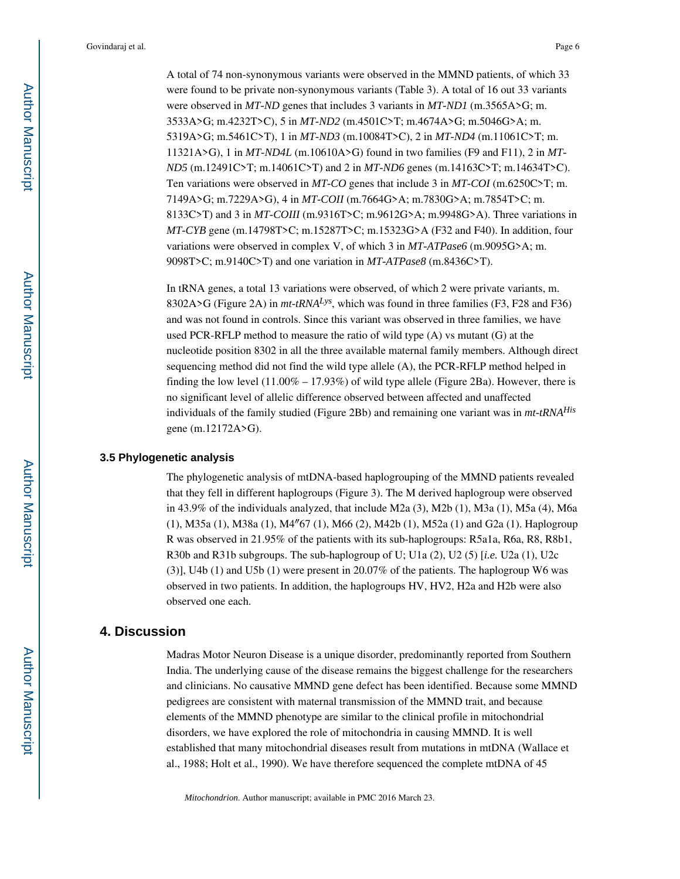A total of 74 non-synonymous variants were observed in the MMND patients, of which 33 were found to be private non-synonymous variants (Table 3). A total of 16 out 33 variants were observed in *MT-ND* genes that includes 3 variants in *MT-ND1* (m.3565A>G; m. 3533A>G; m.4232T>C), 5 in *MT-ND2* (m.4501C>T; m.4674A>G; m.5046G>A; m. 5319A>G; m.5461C>T), 1 in *MT-ND3* (m.10084T>C), 2 in *MT-ND4* (m.11061C>T; m. 11321A>G), 1 in *MT-ND4L* (m.10610A>G) found in two families (F9 and F11), 2 in *MT-ND5* (m.12491C>T; m.14061C>T) and 2 in *MT-ND6* genes (m.14163C>T; m.14634T>C). Ten variations were observed in *MT-CO* genes that include 3 in *MT-COI* (m.6250C>T; m. 7149A>G; m.7229A>G), 4 in *MT-COII* (m.7664G>A; m.7830G>A; m.7854T>C; m. 8133C>T) and 3 in *MT-COIII* (m.9316T>C; m.9612G>A; m.9948G>A). Three variations in *MT-CYB* gene (m.14798T>C; m.15287T>C; m.15323G>A (F32 and F40). In addition, four variations were observed in complex V, of which 3 in *MT-ATPase6* (m.9095G>A; m. 9098T>C; m.9140C>T) and one variation in *MT-ATPase8* (m.8436C>T).

In tRNA genes, a total 13 variations were observed, of which 2 were private variants, m. 8302A>G (Figure 2A) in *mt-tRNA$^{Lys}$*, which was found in three families (F3, F28 and F36) and was not found in controls. Since this variant was observed in three families, we have used PCR-RFLP method to measure the ratio of wild type (A) vs mutant (G) at the nucleotide position 8302 in all the three available maternal family members. Although direct sequencing method did not find the wild type allele (A), the PCR-RFLP method helped in finding the low level (11.00% – 17.93%) of wild type allele (Figure 2Ba). However, there is no significant level of allelic difference observed between affected and unaffected individuals of the family studied (Figure 2Bb) and remaining one variant was in *mt-tRNA$^{His}$* gene (m.12172A>G).

### 3.5 Phylogenetic analysis

The phylogenetic analysis of mtDNA-based haplogrouping of the MMND patients revealed that they fell in different haplogroups (Figure 3). The M derived haplogroup were observed in 43.9% of the individuals analyzed, that include M2a (3), M2b (1), M3a (1), M5a (4), M6a (1), M35a (1), M38a (1), M4″67 (1), M66 (2), M42b (1), M52a (1) and G2a (1). Haplogroup R was observed in 21.95% of the patients with its sub-haplogroups: R5a1a, R6a, R8, R8b1, R30b and R31b subgroups. The sub-haplogroup of U; U1a (2), U2 (5) [*i.e.* U2a (1), U2c (3)], U4b (1) and U5b (1) were present in 20.07% of the patients. The haplogroup W6 was observed in two patients. In addition, the haplogroups HV, HV2, H2a and H2b were also observed one each.

## 4. Discussion

Madras Motor Neuron Disease is a unique disorder, predominantly reported from Southern India. The underlying cause of the disease remains the biggest challenge for the researchers and clinicians. No causative MMND gene defect has been identified. Because some MMND pedigrees are consistent with maternal transmission of the MMND trait, and because elements of the MMND phenotype are similar to the clinical profile in mitochondrial disorders, we have explored the role of mitochondria in causing MMND. It is well established that many mitochondrial diseases result from mutations in mtDNA (Wallace et al., 1988; Holt et al., 1990). We have therefore sequenced the complete mtDNA of 45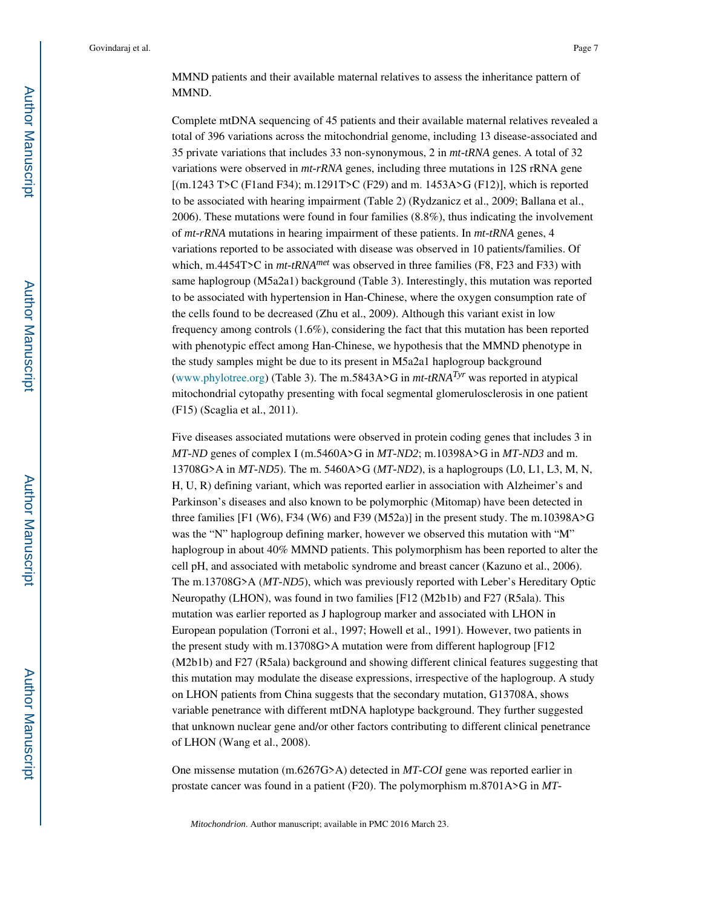MMND patients and their available maternal relatives to assess the inheritance pattern of MMND.

Complete mtDNA sequencing of 45 patients and their available maternal relatives revealed a total of 396 variations across the mitochondrial genome, including 13 disease-associated and 35 private variations that includes 33 non-synonymous, 2 in *mt-tRNA* genes. A total of 32 variations were observed in *mt-rRNA* genes, including three mutations in 12S rRNA gene [(m.1243 T>C (F1and F34); m.1291T>C (F29) and m. 1453A>G (F12)], which is reported to be associated with hearing impairment (Table 2) (Rydzanicz et al., 2009; Ballana et al., 2006). These mutations were found in four families (8.8%), thus indicating the involvement of *mt-rRNA* mutations in hearing impairment of these patients. In *mt-tRNA* genes, 4 variations reported to be associated with disease was observed in 10 patients/families. Of which, m.4454T>C in *mt-tRNA*$^{met}$ was observed in three families (F8, F23 and F33) with same haplogroup (M5a2a1) background (Table 3). Interestingly, this mutation was reported to be associated with hypertension in Han-Chinese, where the oxygen consumption rate of the cells found to be decreased (Zhu et al., 2009). Although this variant exist in low frequency among controls (1.6%), considering the fact that this mutation has been reported with phenotypic effect among Han-Chinese, we hypothesis that the MMND phenotype in the study samples might be due to its present in M5a2a1 haplogroup background (www.phylotree.org) (Table 3). The m.5843A>G in *mt-tRNA*$^{Tyr}$ was reported in atypical mitochondrial cytopathy presenting with focal segmental glomerulosclerosis in one patient (F15) (Scaglia et al., 2011).

Five diseases associated mutations were observed in protein coding genes that includes 3 in *MT-ND* genes of complex I (m.5460A>G in *MT-ND2*; m.10398A>G in *MT-ND3* and m. 13708G>A in *MT-ND5*). The m. 5460A>G (*MT-ND2*), is a haplogroups (L0, L1, L3, M, N, H, U, R) defining variant, which was reported earlier in association with Alzheimer's and Parkinson's diseases and also known to be polymorphic (Mitomap) have been detected in three families [F1 (W6), F34 (W6) and F39 (M52a)] in the present study. The m.10398A>G was the "N" haplogroup defining marker, however we observed this mutation with "M" haplogroup in about 40% MMND patients. This polymorphism has been reported to alter the cell pH, and associated with metabolic syndrome and breast cancer (Kazuno et al., 2006). The m.13708G>A (*MT-ND5*), which was previously reported with Leber's Hereditary Optic Neuropathy (LHON), was found in two families [F12 (M2b1b) and F27 (R5ala). This mutation was earlier reported as J haplogroup marker and associated with LHON in European population (Torroni et al., 1997; Howell et al., 1991). However, two patients in the present study with m.13708G>A mutation were from different haplogroup [F12 (M2b1b) and F27 (R5ala) background and showing different clinical features suggesting that this mutation may modulate the disease expressions, irrespective of the haplogroup. A study on LHON patients from China suggests that the secondary mutation, G13708A, shows variable penetrance with different mtDNA haplotype background. They further suggested that unknown nuclear gene and/or other factors contributing to different clinical penetrance of LHON (Wang et al., 2008).

One missense mutation (m.6267G>A) detected in *MT-COI* gene was reported earlier in prostate cancer was found in a patient (F20). The polymorphism m.8701A>G in *MT-*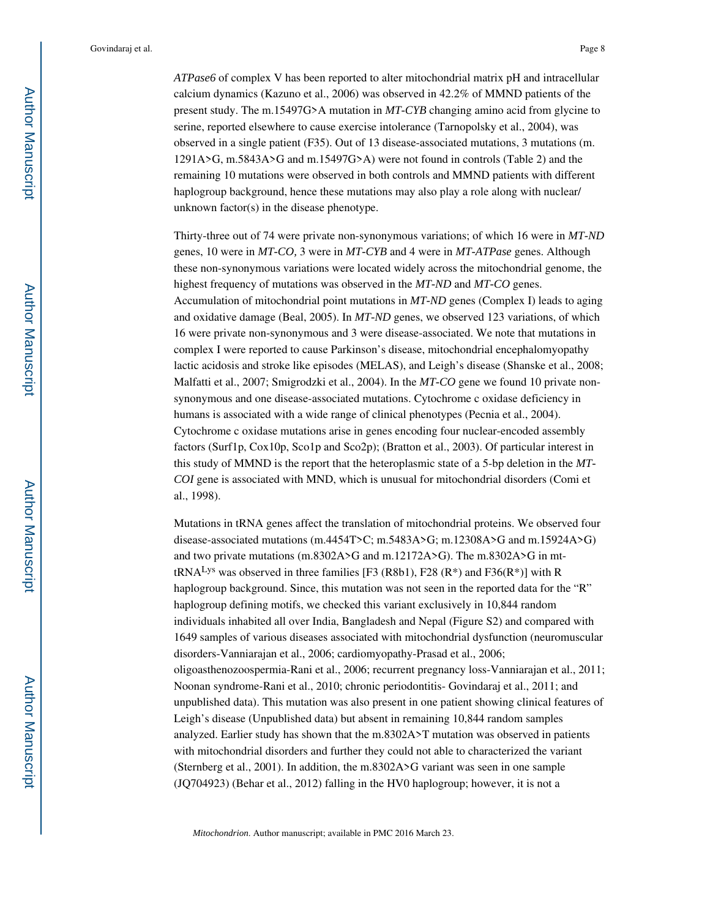*ATPase6* of complex V has been reported to alter mitochondrial matrix pH and intracellular calcium dynamics (Kazuno et al., 2006) was observed in 42.2% of MMND patients of the present study. The m.15497G>A mutation in *MT-CYB* changing amino acid from glycine to serine, reported elsewhere to cause exercise intolerance (Tarnopolsky et al., 2004), was observed in a single patient (F35). Out of 13 disease-associated mutations, 3 mutations (m. 1291A>G, m.5843A>G and m.15497G>A) were not found in controls (Table 2) and the remaining 10 mutations were observed in both controls and MMND patients with different haplogroup background, hence these mutations may also play a role along with nuclear/ unknown factor(s) in the disease phenotype.

Thirty-three out of 74 were private non-synonymous variations; of which 16 were in *MT-ND* genes, 10 were in *MT-CO,* 3 were in *MT-CYB* and 4 were in *MT-ATPase* genes. Although these non-synonymous variations were located widely across the mitochondrial genome, the highest frequency of mutations was observed in the *MT-ND* and *MT-CO* genes. Accumulation of mitochondrial point mutations in *MT-ND* genes (Complex I) leads to aging and oxidative damage (Beal, 2005). In *MT-ND* genes, we observed 123 variations, of which 16 were private non-synonymous and 3 were disease-associated. We note that mutations in complex I were reported to cause Parkinson's disease, mitochondrial encephalomyopathy lactic acidosis and stroke like episodes (MELAS), and Leigh's disease (Shanske et al., 2008; Malfatti et al., 2007; Smigrodzki et al., 2004). In the *MT-CO* gene we found 10 private non-synonymous and one disease-associated mutations. Cytochrome c oxidase deficiency in humans is associated with a wide range of clinical phenotypes (Pecnia et al., 2004). Cytochrome c oxidase mutations arise in genes encoding four nuclear-encoded assembly factors (Surf1p, Cox10p, Sco1p and Sco2p); (Bratton et al., 2003). Of particular interest in this study of MMND is the report that the heteroplasmic state of a 5-bp deletion in the *MT-COI* gene is associated with MND, which is unusual for mitochondrial disorders (Comi et al., 1998).

Mutations in tRNA genes affect the translation of mitochondrial proteins. We observed four disease-associated mutations (m.4454T>C; m.5483A>G; m.12308A>G and m.15924A>G) and two private mutations (m.8302A>G and m.12172A>G). The m.8302A>G in mt-tRNA$^{Lys}$ was observed in three families [F3 (R8b1), F28 (R*) and F36(R*)] with R haplogroup background. Since, this mutation was not seen in the reported data for the "R" haplogroup defining motifs, we checked this variant exclusively in 10,844 random individuals inhabited all over India, Bangladesh and Nepal (Figure S2) and compared with 1649 samples of various diseases associated with mitochondrial dysfunction (neuromuscular disorders-Vanniarajan et al., 2006; cardiomyopathy-Prasad et al., 2006; oligoasthenozoospermia-Rani et al., 2006; recurrent pregnancy loss-Vanniarajan et al., 2011; Noonan syndrome-Rani et al., 2010; chronic periodontitis- Govindaraj et al., 2011; and unpublished data). This mutation was also present in one patient showing clinical features of Leigh's disease (Unpublished data) but absent in remaining 10,844 random samples analyzed. Earlier study has shown that the m.8302A>T mutation was observed in patients with mitochondrial disorders and further they could not able to characterized the variant (Sternberg et al., 2001). In addition, the m.8302A>G variant was seen in one sample (JQ704923) (Behar et al., 2012) falling in the HV0 haplogroup; however, it is not a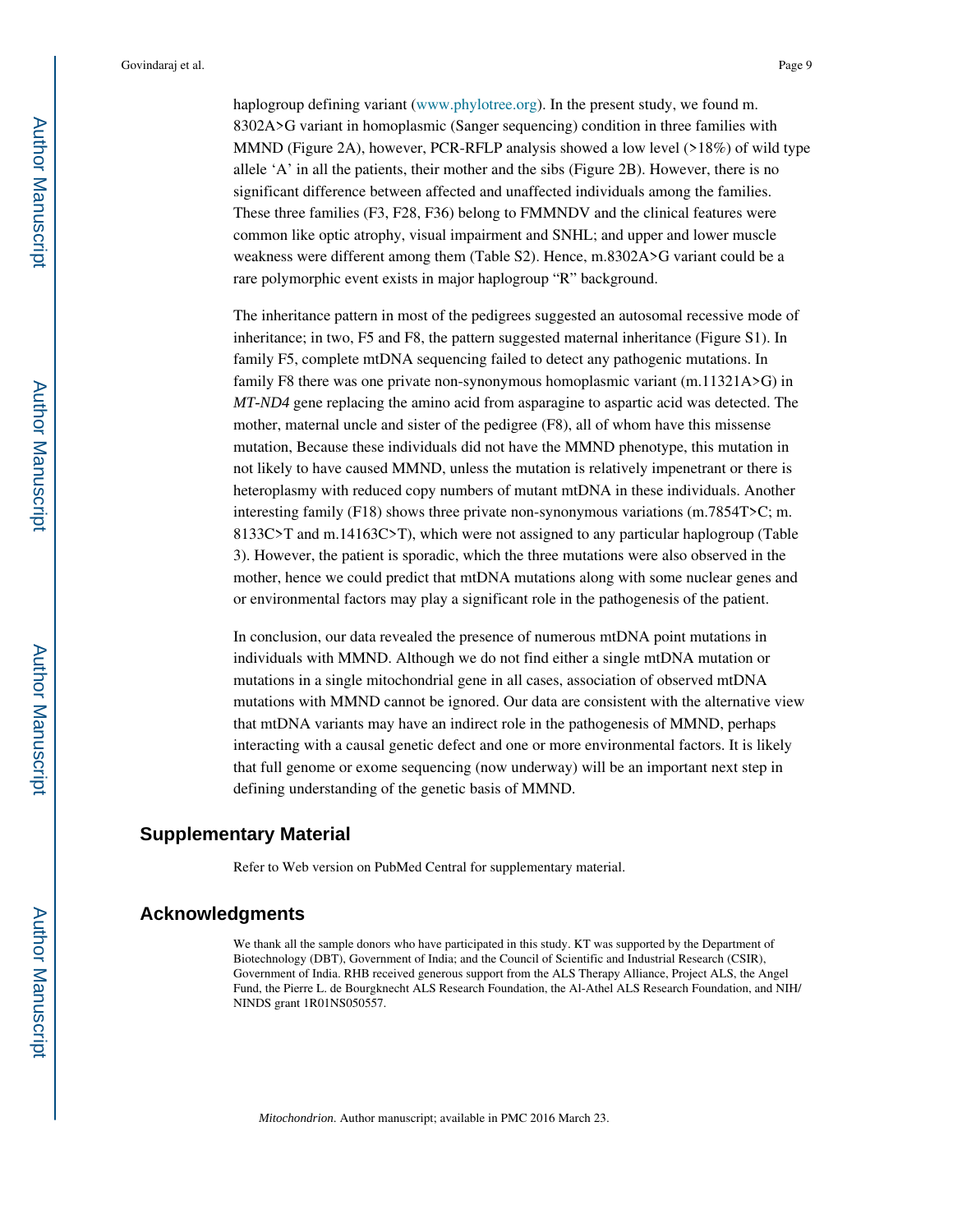haplogroup defining variant (www.phylotree.org). In the present study, we found m. 8302A>G variant in homoplasmic (Sanger sequencing) condition in three families with MMND (Figure 2A), however, PCR-RFLP analysis showed a low level (>18%) of wild type allele 'A' in all the patients, their mother and the sibs (Figure 2B). However, there is no significant difference between affected and unaffected individuals among the families. These three families (F3, F28, F36) belong to FMMNDV and the clinical features were common like optic atrophy, visual impairment and SNHL; and upper and lower muscle weakness were different among them (Table S2). Hence, m.8302A>G variant could be a rare polymorphic event exists in major haplogroup "R" background.

The inheritance pattern in most of the pedigrees suggested an autosomal recessive mode of inheritance; in two, F5 and F8, the pattern suggested maternal inheritance (Figure S1). In family F5, complete mtDNA sequencing failed to detect any pathogenic mutations. In family F8 there was one private non-synonymous homoplasmic variant (m.11321A>G) in *MT-ND4* gene replacing the amino acid from asparagine to aspartic acid was detected. The mother, maternal uncle and sister of the pedigree (F8), all of whom have this missense mutation, Because these individuals did not have the MMND phenotype, this mutation in not likely to have caused MMND, unless the mutation is relatively impenetrant or there is heteroplasmy with reduced copy numbers of mutant mtDNA in these individuals. Another interesting family (F18) shows three private non-synonymous variations (m.7854T>C; m. 8133C>T and m.14163C>T), which were not assigned to any particular haplogroup (Table 3). However, the patient is sporadic, which the three mutations were also observed in the mother, hence we could predict that mtDNA mutations along with some nuclear genes and or environmental factors may play a significant role in the pathogenesis of the patient.

In conclusion, our data revealed the presence of numerous mtDNA point mutations in individuals with MMND. Although we do not find either a single mtDNA mutation or mutations in a single mitochondrial gene in all cases, association of observed mtDNA mutations with MMND cannot be ignored. Our data are consistent with the alternative view that mtDNA variants may have an indirect role in the pathogenesis of MMND, perhaps interacting with a causal genetic defect and one or more environmental factors. It is likely that full genome or exome sequencing (now underway) will be an important next step in defining understanding of the genetic basis of MMND.

## Supplementary Material

Refer to Web version on PubMed Central for supplementary material.

## Acknowledgments

We thank all the sample donors who have participated in this study. KT was supported by the Department of Biotechnology (DBT), Government of India; and the Council of Scientific and Industrial Research (CSIR), Government of India. RHB received generous support from the ALS Therapy Alliance, Project ALS, the Angel Fund, the Pierre L. de Bourgknecht ALS Research Foundation, the Al-Athel ALS Research Foundation, and NIH/NINDS grant 1R01NS050557.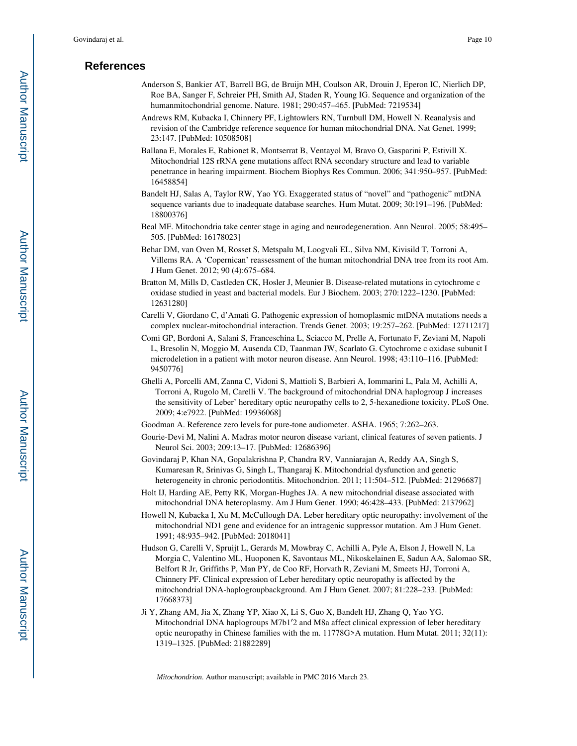## References

Anderson S, Bankier AT, Barrell BG, de Bruijn MH, Coulson AR, Drouin J, Eperon IC, Nierlich DP, Roe BA, Sanger F, Schreier PH, Smith AJ, Staden R, Young IG. Sequence and organization of the humanmitochondrial genome. Nature. 1981; 290:457–465. [PubMed: 7219534]

Andrews RM, Kubacka I, Chinnery PF, Lightowlers RN, Turnbull DM, Howell N. Reanalysis and revision of the Cambridge reference sequence for human mitochondrial DNA. Nat Genet. 1999; 23:147. [PubMed: 10508508]

Ballana E, Morales E, Rabionet R, Montserrat B, Ventayol M, Bravo O, Gasparini P, Estivill X. Mitochondrial 12S rRNA gene mutations affect RNA secondary structure and lead to variable penetrance in hearing impairment. Biochem Biophys Res Commun. 2006; 341:950–957. [PubMed: 16458854]

Bandelt HJ, Salas A, Taylor RW, Yao YG. Exaggerated status of "novel" and "pathogenic" mtDNA sequence variants due to inadequate database searches. Hum Mutat. 2009; 30:191–196. [PubMed: 18800376]

Beal MF. Mitochondria take center stage in aging and neurodegeneration. Ann Neurol. 2005; 58:495–505. [PubMed: 16178023]

Behar DM, van Oven M, Rosset S, Metspalu M, Loogvali EL, Silva NM, Kivisild T, Torroni A, Villems RA. A 'Copernican' reassessment of the human mitochondrial DNA tree from its root Am. J Hum Genet. 2012; 90 (4):675–684.

Bratton M, Mills D, Castleden CK, Hosler J, Meunier B. Disease-related mutations in cytochrome c oxidase studied in yeast and bacterial models. Eur J Biochem. 2003; 270:1222–1230. [PubMed: 12631280]

Carelli V, Giordano C, d'Amati G. Pathogenic expression of homoplasmic mtDNA mutations needs a complex nuclear-mitochondrial interaction. Trends Genet. 2003; 19:257–262. [PubMed: 12711217]

Comi GP, Bordoni A, Salani S, Franceschina L, Sciacco M, Prelle A, Fortunato F, Zeviani M, Napoli L, Bresolin N, Moggio M, Ausenda CD, Taanman JW, Scarlato G. Cytochrome c oxidase subunit I microdeletion in a patient with motor neuron disease. Ann Neurol. 1998; 43:110–116. [PubMed: 9450776]

Ghelli A, Porcelli AM, Zanna C, Vidoni S, Mattioli S, Barbieri A, Iommarini L, Pala M, Achilli A, Torroni A, Rugolo M, Carelli V. The background of mitochondrial DNA haplogroup J increases the sensitivity of Leber' hereditary optic neuropathy cells to 2, 5-hexanedione toxicity. PLoS One. 2009; 4:e7922. [PubMed: 19936068]

Goodman A. Reference zero levels for pure-tone audiometer. ASHA. 1965; 7:262–263.

Gourie-Devi M, Nalini A. Madras motor neuron disease variant, clinical features of seven patients. J Neurol Sci. 2003; 209:13–17. [PubMed: 12686396]

Govindaraj P, Khan NA, Gopalakrishna P, Chandra RV, Vanniarajan A, Reddy AA, Singh S, Kumaresan R, Srinivas G, Singh L, Thangaraj K. Mitochondrial dysfunction and genetic heterogeneity in chronic periodontitis. Mitochondrion. 2011; 11:504–512. [PubMed: 21296687]

Holt IJ, Harding AE, Petty RK, Morgan-Hughes JA. A new mitochondrial disease associated with mitochondrial DNA heteroplasmy. Am J Hum Genet. 1990; 46:428–433. [PubMed: 2137962]

Howell N, Kubacka I, Xu M, McCullough DA. Leber hereditary optic neuropathy: involvement of the mitochondrial ND1 gene and evidence for an intragenic suppressor mutation. Am J Hum Genet. 1991; 48:935–942. [PubMed: 2018041]

Hudson G, Carelli V, Spruijt L, Gerards M, Mowbray C, Achilli A, Pyle A, Elson J, Howell N, La Morgia C, Valentino ML, Huoponen K, Savontaus ML, Nikoskelainen E, Sadun AA, Salomao SR, Belfort R Jr, Griffiths P, Man PY, de Coo RF, Horvath R, Zeviani M, Smeets HJ, Torroni A, Chinnery PF. Clinical expression of Leber hereditary optic neuropathy is affected by the mitochondrial DNA-haplogroupbackground. Am J Hum Genet. 2007; 81:228–233. [PubMed: 17668373]

Ji Y, Zhang AM, Jia X, Zhang YP, Xiao X, Li S, Guo X, Bandelt HJ, Zhang Q, Yao YG. Mitochondrial DNA haplogroups M7b1′2 and M8a affect clinical expression of leber hereditary optic neuropathy in Chinese families with the m. 11778G>A mutation. Hum Mutat. 2011; 32(11):1319–1325. [PubMed: 21882289]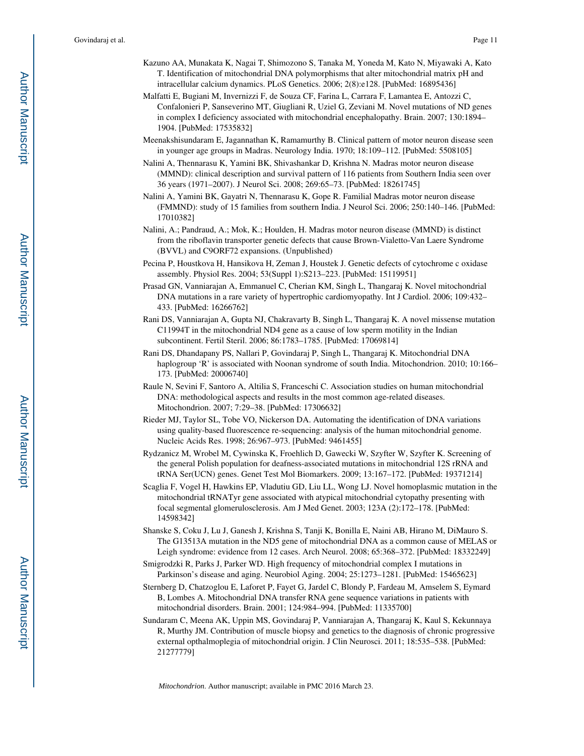Kazuno AA, Munakata K, Nagai T, Shimozono S, Tanaka M, Yoneda M, Kato N, Miyawaki A, Kato T. Identification of mitochondrial DNA polymorphisms that alter mitochondrial matrix pH and intracellular calcium dynamics. PLoS Genetics. 2006; 2(8):e128. [PubMed: 16895436]

Malfatti E, Bugiani M, Invernizzi F, de Souza CF, Farina L, Carrara F, Lamantea E, Antozzi C, Confalonieri P, Sanseverino MT, Giugliani R, Uziel G, Zeviani M. Novel mutations of ND genes in complex I deficiency associated with mitochondrial encephalopathy. Brain. 2007; 130:1894–1904. [PubMed: 17535832]

Meenakshisundaram E, Jagannathan K, Ramamurthy B. Clinical pattern of motor neuron disease seen in younger age groups in Madras. Neurology India. 1970; 18:109–112. [PubMed: 5508105]

Nalini A, Thennarasu K, Yamini BK, Shivashankar D, Krishna N. Madras motor neuron disease (MMND): clinical description and survival pattern of 116 patients from Southern India seen over 36 years (1971–2007). J Neurol Sci. 2008; 269:65–73. [PubMed: 18261745]

Nalini A, Yamini BK, Gayatri N, Thennarasu K, Gope R. Familial Madras motor neuron disease (FMMND): study of 15 families from southern India. J Neurol Sci. 2006; 250:140–146. [PubMed: 17010382]

Nalini, A.; Pandraud, A.; Mok, K.; Houlden, H. Madras motor neuron disease (MMND) is distinct from the riboflavin transporter genetic defects that cause Brown-Vialetto-Van Laere Syndrome (BVVL) and C9ORF72 expansions. (Unpublished)

Pecina P, Houstkova H, Hansikova H, Zeman J, Houstek J. Genetic defects of cytochrome c oxidase assembly. Physiol Res. 2004; 53(Suppl 1):S213–223. [PubMed: 15119951]

Prasad GN, Vanniarajan A, Emmanuel C, Cherian KM, Singh L, Thangaraj K. Novel mitochondrial DNA mutations in a rare variety of hypertrophic cardiomyopathy. Int J Cardiol. 2006; 109:432–433. [PubMed: 16266762]

Rani DS, Vanniarajan A, Gupta NJ, Chakravarty B, Singh L, Thangaraj K. A novel missense mutation C11994T in the mitochondrial ND4 gene as a cause of low sperm motility in the Indian subcontinent. Fertil Steril. 2006; 86:1783–1785. [PubMed: 17069814]

Rani DS, Dhandapany PS, Nallari P, Govindaraj P, Singh L, Thangaraj K. Mitochondrial DNA haplogroup 'R' is associated with Noonan syndrome of south India. Mitochondrion. 2010; 10:166–173. [PubMed: 20006740]

Raule N, Sevini F, Santoro A, Altilia S, Franceschi C. Association studies on human mitochondrial DNA: methodological aspects and results in the most common age-related diseases. Mitochondrion. 2007; 7:29–38. [PubMed: 17306632]

Rieder MJ, Taylor SL, Tobe VO, Nickerson DA. Automating the identification of DNA variations using quality-based fluorescence re-sequencing: analysis of the human mitochondrial genome. Nucleic Acids Res. 1998; 26:967–973. [PubMed: 9461455]

Rydzanicz M, Wrobel M, Cywinska K, Froehlich D, Gawecki W, Szyfter W, Szyfter K. Screening of the general Polish population for deafness-associated mutations in mitochondrial 12S rRNA and tRNA Ser(UCN) genes. Genet Test Mol Biomarkers. 2009; 13:167–172. [PubMed: 19371214]

Scaglia F, Vogel H, Hawkins EP, Vladutiu GD, Liu LL, Wong LJ. Novel homoplasmic mutation in the mitochondrial tRNATyr gene associated with atypical mitochondrial cytopathy presenting with focal segmental glomerulosclerosis. Am J Med Genet. 2003; 123A (2):172–178. [PubMed: 14598342]

Shanske S, Coku J, Lu J, Ganesh J, Krishna S, Tanji K, Bonilla E, Naini AB, Hirano M, DiMauro S. The G13513A mutation in the ND5 gene of mitochondrial DNA as a common cause of MELAS or Leigh syndrome: evidence from 12 cases. Arch Neurol. 2008; 65:368–372. [PubMed: 18332249]

Smigrodzki R, Parks J, Parker WD. High frequency of mitochondrial complex I mutations in Parkinson's disease and aging. Neurobiol Aging. 2004; 25:1273–1281. [PubMed: 15465623]

Sternberg D, Chatzoglou E, Laforet P, Fayet G, Jardel C, Blondy P, Fardeau M, Amselem S, Eymard B, Lombes A. Mitochondrial DNA transfer RNA gene sequence variations in patients with mitochondrial disorders. Brain. 2001; 124:984–994. [PubMed: 11335700]

Sundaram C, Meena AK, Uppin MS, Govindaraj P, Vanniarajan A, Thangaraj K, Kaul S, Kekunnaya R, Murthy JM. Contribution of muscle biopsy and genetics to the diagnosis of chronic progressive external opthalmoplegia of mitochondrial origin. J Clin Neurosci. 2011; 18:535–538. [PubMed: 21277779]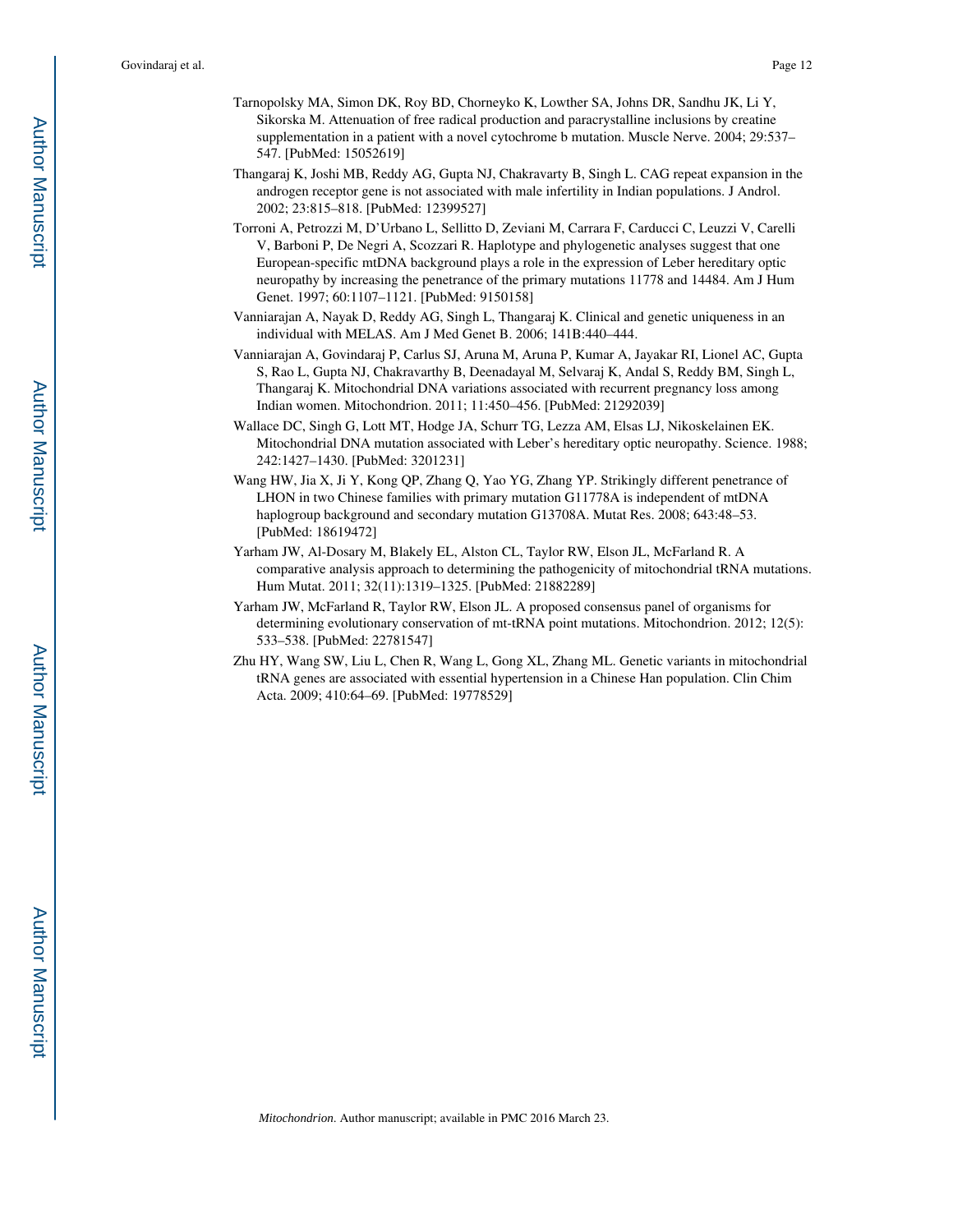Tarnopolsky MA, Simon DK, Roy BD, Chorneyko K, Lowther SA, Johns DR, Sandhu JK, Li Y, Sikorska M. Attenuation of free radical production and paracrystalline inclusions by creatine supplementation in a patient with a novel cytochrome b mutation. Muscle Nerve. 2004; 29:537–547. [PubMed: 15052619]

Thangaraj K, Joshi MB, Reddy AG, Gupta NJ, Chakravarty B, Singh L. CAG repeat expansion in the androgen receptor gene is not associated with male infertility in Indian populations. J Androl. 2002; 23:815–818. [PubMed: 12399527]

Torroni A, Petrozzi M, D'Urbano L, Sellitto D, Zeviani M, Carrara F, Carducci C, Leuzzi V, Carelli V, Barboni P, De Negri A, Scozzari R. Haplotype and phylogenetic analyses suggest that one European-specific mtDNA background plays a role in the expression of Leber hereditary optic neuropathy by increasing the penetrance of the primary mutations 11778 and 14484. Am J Hum Genet. 1997; 60:1107–1121. [PubMed: 9150158]

Vanniarajan A, Nayak D, Reddy AG, Singh L, Thangaraj K. Clinical and genetic uniqueness in an individual with MELAS. Am J Med Genet B. 2006; 141B:440–444.

Vanniarajan A, Govindaraj P, Carlus SJ, Aruna M, Aruna P, Kumar A, Jayakar RI, Lionel AC, Gupta S, Rao L, Gupta NJ, Chakravarthy B, Deenadayal M, Selvaraj K, Andal S, Reddy BM, Singh L, Thangaraj K. Mitochondrial DNA variations associated with recurrent pregnancy loss among Indian women. Mitochondrion. 2011; 11:450–456. [PubMed: 21292039]

Wallace DC, Singh G, Lott MT, Hodge JA, Schurr TG, Lezza AM, Elsas LJ, Nikoskelainen EK. Mitochondrial DNA mutation associated with Leber's hereditary optic neuropathy. Science. 1988; 242:1427–1430. [PubMed: 3201231]

Wang HW, Jia X, Ji Y, Kong QP, Zhang Q, Yao YG, Zhang YP. Strikingly different penetrance of LHON in two Chinese families with primary mutation G11778A is independent of mtDNA haplogroup background and secondary mutation G13708A. Mutat Res. 2008; 643:48–53. [PubMed: 18619472]

Yarham JW, Al-Dosary M, Blakely EL, Alston CL, Taylor RW, Elson JL, McFarland R. A comparative analysis approach to determining the pathogenicity of mitochondrial tRNA mutations. Hum Mutat. 2011; 32(11):1319–1325. [PubMed: 21882289]

Yarham JW, McFarland R, Taylor RW, Elson JL. A proposed consensus panel of organisms for determining evolutionary conservation of mt-tRNA point mutations. Mitochondrion. 2012; 12(5): 533–538. [PubMed: 22781547]

Zhu HY, Wang SW, Liu L, Chen R, Wang L, Gong XL, Zhang ML. Genetic variants in mitochondrial tRNA genes are associated with essential hypertension in a Chinese Han population. Clin Chim Acta. 2009; 410:64–69. [PubMed: 19778529]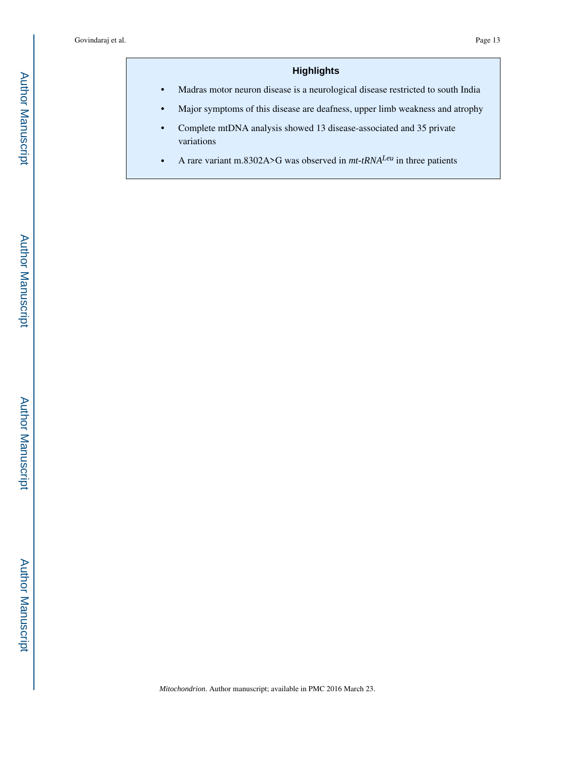## Highlights

- Madras motor neuron disease is a neurological disease restricted to south India
- Major symptoms of this disease are deafness, upper limb weakness and atrophy
- Complete mtDNA analysis showed 13 disease-associated and 35 private variations
- A rare variant m.8302A>G was observed in *mt-tRNA*$^{Leu}$ in three patients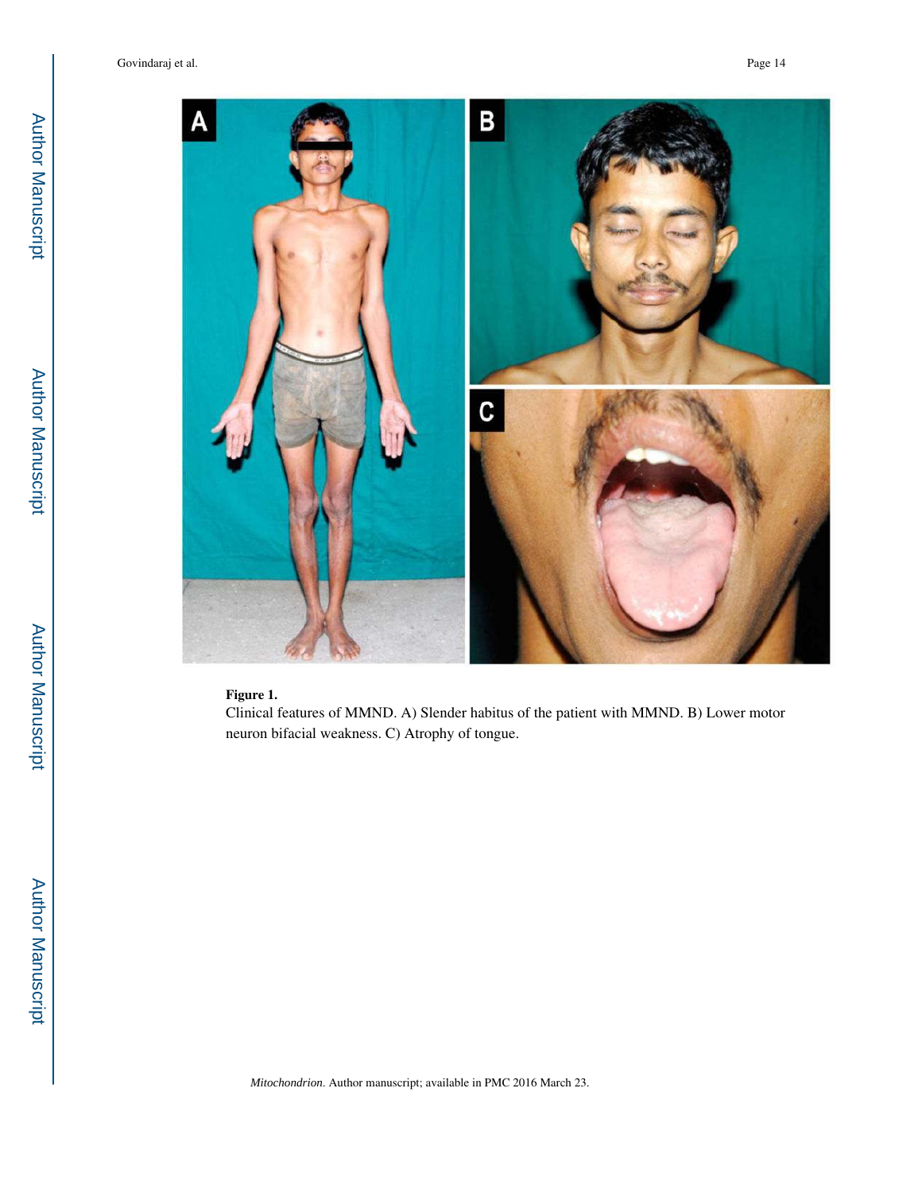**Figure 1.**

Clinical features of MMND. A) Slender habitus of the patient with MMND. B) Lower motor neuron bifacial weakness. C) Atrophy of tongue.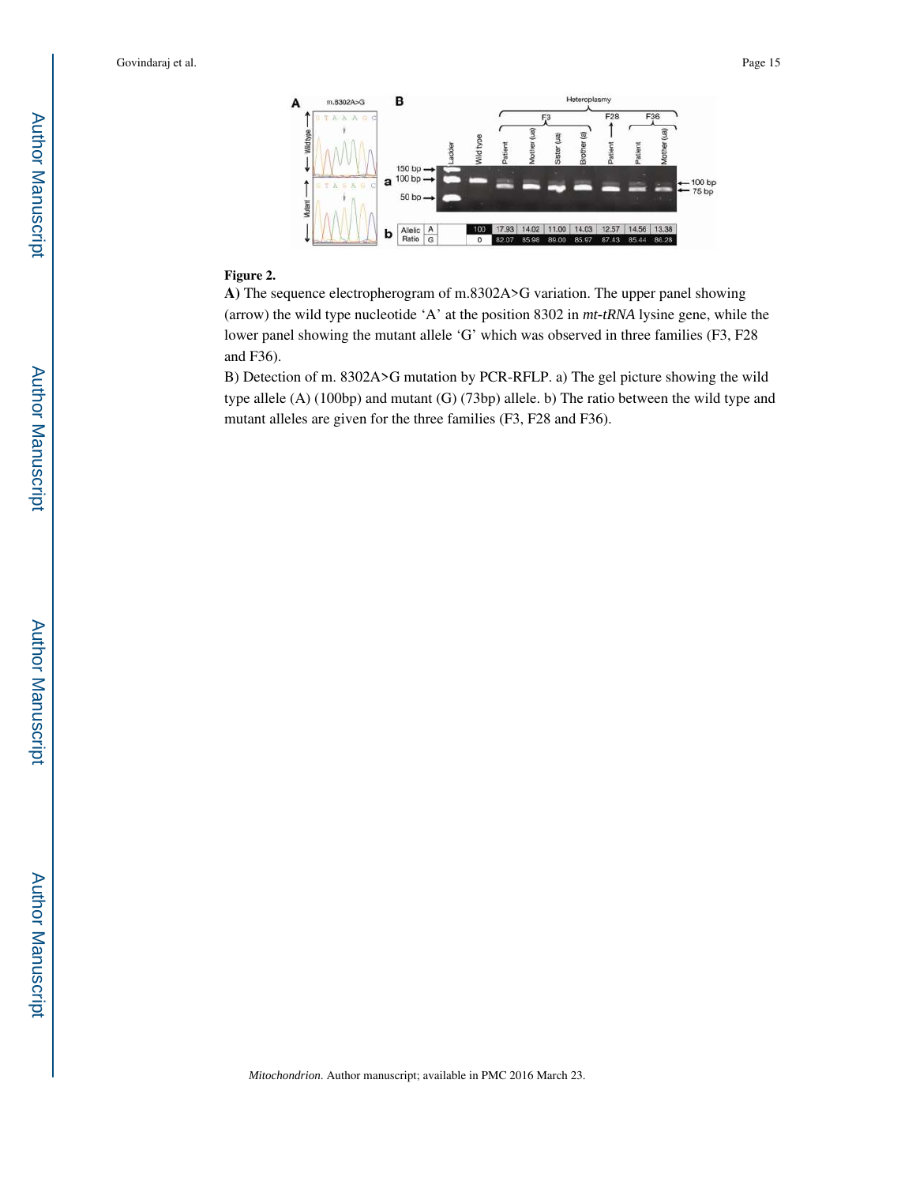**Figure 2.**

**A)** The sequence electropherogram of m.8302A>G variation. The upper panel showing (arrow) the wild type nucleotide ‘A’ at the position 8302 in *mt-tRNA* lysine gene, while the lower panel showing the mutant allele ‘G’ which was observed in three families (F3, F28 and F36).

B) Detection of m. 8302A>G mutation by PCR-RFLP. a) The gel picture showing the wild type allele (A) (100bp) and mutant (G) (73bp) allele. b) The ratio between the wild type and mutant alleles are given for the three families (F3, F28 and F36).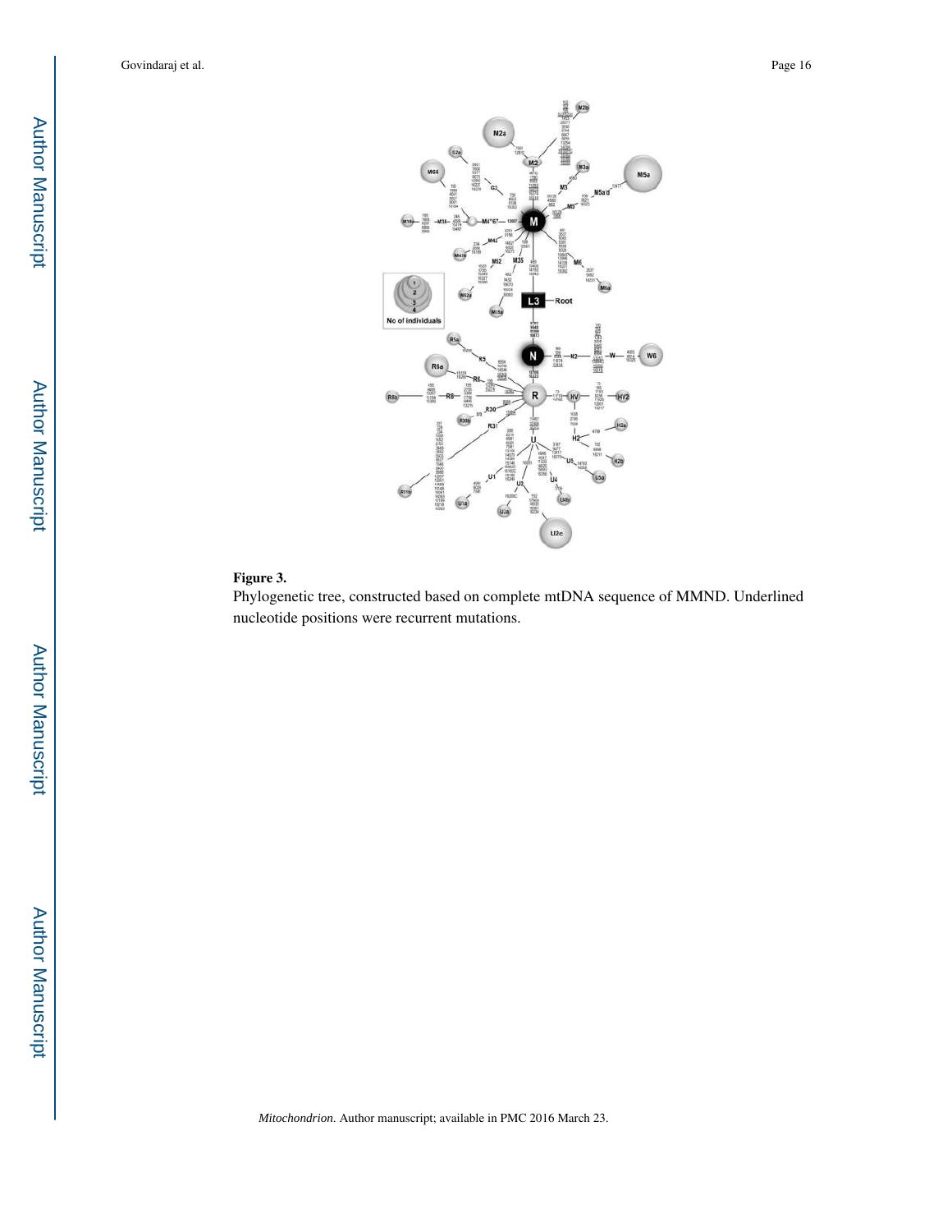**Figure 3.**

Phylogenetic tree, constructed based on complete mtDNA sequence of MMND. Underlined nucleotide positions were recurrent mutations.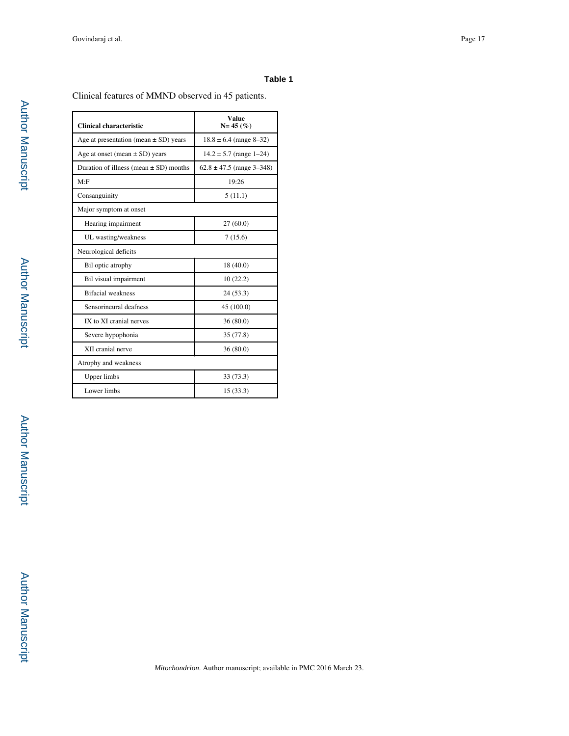**Table 1**

Clinical features of MMND observed in 45 patients.

| Clinical characteristic | Value N= 45 (%) |
|---|---|
| Age at presentation (mean ± SD) years | 18.8 ± 6.4 (range 8–32) |
| Age at onset (mean ± SD) years | 14.2 ± 5.7 (range 1–24) |
| Duration of illness (mean ± SD) months | 62.8 ± 47.5 (range 3–348) |
| M:F | 19:26 |
| Consanguinity | 5 (11.1) |
| Major symptom at onset | |
| Hearing impairment | 27 (60.0) |
| UL wasting/weakness | 7 (15.6) |
| Neurological deficits | |
| Bil optic atrophy | 18 (40.0) |
| Bil visual impairment | 10 (22.2) |
| Bifacial weakness | 24 (53.3) |
| Sensorineural deafness | 45 (100.0) |
| IX to XI cranial nerves | 36 (80.0) |
| Severe hypophonia | 35 (77.8) |
| XII cranial nerve | 36 (80.0) |
| Atrophy and weakness | |
| Upper limbs | 33 (73.3) |
| Lower limbs | 15 (33.3) |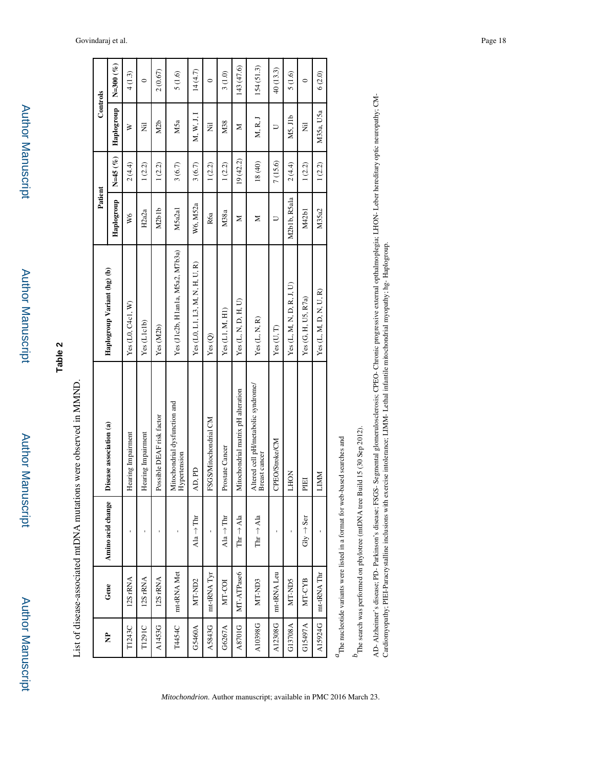## Table 2

List of disease-associated mtDNA mutations were observed in MMND.

| NP | Gene | Amino acid change | Disease association (a) | Haplogroup Variant (hg) (b) | Patient | | Controls | |
|---|---|---|---|---|---|---|---|---|
| | | | | | Haplogroup | N=45 (%) | Haplogroup | N=300 (%) |
| T1243C | 12S rRNA | - | Hearing Impairment | Yes (L0, C4c1, W) | W6 | 2 (4.4) | W | 4 (1.3) |
| T1291C | 12S rRNA | - | Hearing Impairment | Yes (L1c1b) | H2a2a | 1 (2.2) | Nil | 0 |
| A1453G | 12S rRNA | - | Possible DEAF risk factor | Yes (M2b) | M2b1b | 1 (2.2) | M2b | 2 (0.67) |
| T4454C | mt-tRNA Met | - | Mitochondrial dysfunction and Hypertension | Yes (J1c2b, H1an1a, M5a2, M7b3a) | M5a2a1 | 3 (6.7) | M5a | 5 (1.6) |
| G5460A | MT-ND2 | Ala → Thr | AD, PD | Yes (L0, L1, L3, M, N, H, U, R) | W6, M52a | 3 (6.7) | M, W, J, I | 14 (4.7) |
| A5843G | mt-tRNA Tyr | - | FSGS/Mitochondrial CM | Yes (Q) | R6a | 1 (2.2) | Nil | 0 |
| G6267A | MT-COI | Ala → Thr | Prostate Cancer | Yes (L1, M, H1) | M38a | 1 (2.2) | M38 | 3 (1.0) |
| A8701G | MT-ATPase6 | Thr → Ala | Mitochondrial matrix pH alteration | Yes (L, N, D, H, U) | M | 19 (42.2) | M | 143 (47.6) |
| A10398G | MT-ND3 | Thr → Ala | Altered cell pH/metabolic syndrome/ Breast cancer | Yes (L, N, R) | M | 18 (40) | M, R, J | 154 (51.3) |
| A12308G | mt-tRNA Leu | - | CPEO/Stroke/CM | Yes (U, T) | U | 7 (15.6) | U | 40 (13.3) |
| G13708A | MT-ND5 | - | LHON | Yes (L, M, N, D, R, J, U) | M2b1b, R5a1a | 2 (4.4) | M5, J1b | 5 (1.6) |
| G15497A | MT-CYB | Gly → Ser | PIEI | Yes (G, H, U5, R7a) | M42b1 | 1 (2.2) | Nil | 0 |
| A15924G | mt-tRNA Thr | - | LIMM | Yes (L, M, D, N, U, R) | M35a2 | 1 (2.2) | M35a, U5a | 6 (2.0) |

[a] The nucleotide variants were listed in a format for web-based searches and

[b] The search was performed on phylotree (mtDNA tree Build 15 (30 Sep 2012).

AD- Alzheimer's disease; PD- Parkinson's disease; FSGS- Segmental glomerulosclerosis; CPEO- Chronic progressive external opthalmoplegia; LHON- Leber hereditary optic neuropathy; CM- Cardiomyopathy; PIEI-Paracrystalline inclusions with exercise intolerance; LIMM- Lethal infantile mitochondrial myopathy; hg- Haplogroup.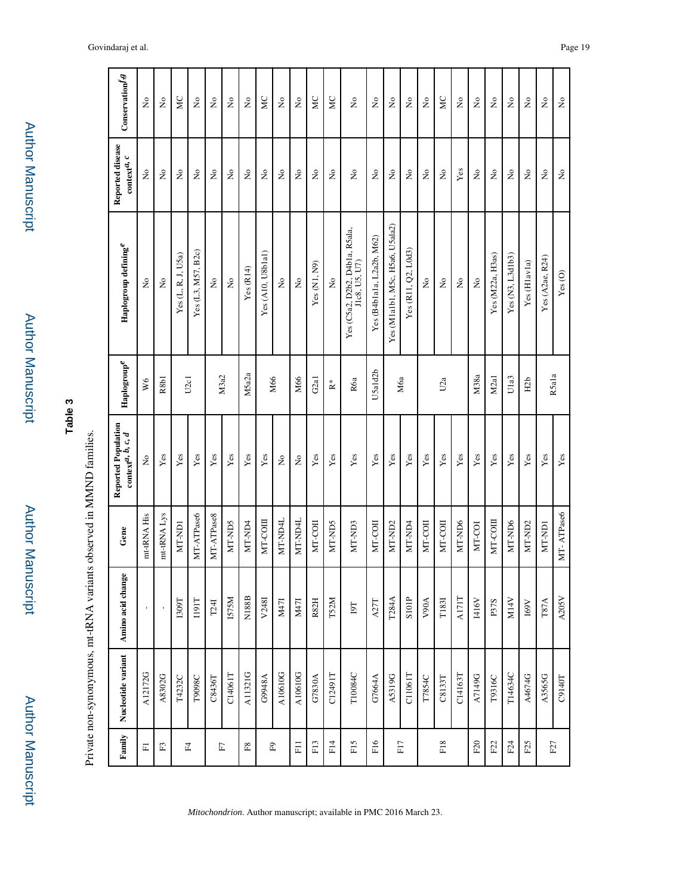## Table 3

Private non-synonymous, mt-tRNA variants observed in MMND families.

| Family | Nucleotide variant | Amino acid change | Gene | Reported Population context[a, b, c, d] | Haplogroup[e] | Haplogroup defining[e] | Reported disease context[a, c] | Conservation[f,g] |
|---|---|---|---|---|---|---|---|---|
| F1 | A12172G | - | mt-tRNA His | No | W6 | No | No | No |
| F3 | A8302G | - | mt-tRNA Lys | Yes | R8b1 | No | No | No |
| F4 | T4232C | I309T | MT-ND1 | Yes | U2c1 | Yes (L, R, J, U5a) | No | MC |
| | T9098C | I191T | MT-ATPase6 | Yes | | Yes (L3, M57, B2c) | No | No |
| F7 | C8436T | T24I | MT-ATPase8 | Yes | M3a2 | No | No | No |
| | C14061T | I575M | MT-ND5 | Yes | | No | No | No |
| F8 | A11321G | N188B | MT-ND4 | Yes | M5a2a | Yes (R14) | No | No |
| F9 | G9948A | V248I | MT-COIII | Yes | M66 | Yes (A10, U8b1a1) | No | MC |
| | A10610G | M47I | MT-ND4L | No | | No | No | No |
| F11 | A10610G | M47I | MT-ND4L | No | M66 | No | No | No |
| F13 | G7830A | R82H | MT-COII | Yes | G2a1 | Yes (N1, N9) | No | MC |
| F14 | C12491T | T52M | MT-ND5 | Yes | R* | No | No | MC |
| F15 | T10084C | I9T | MT-ND3 | Yes | R6a | Yes (C5a2, D2b2, D4b1a, R5a1a, J1c8, U5, U7) | No | No |
| F16 | G7664A | A27T | MT-COII | Yes | U5a1d2b | Yes (B4b1a1a, L2a2b, M62) | No | No |
| F17 | A5319G | T284A | MT-ND2 | Yes | M6a | Yes (M1a1b1, M5c, H5a6, U5a1a2) | No | No |
| | C11061T | S101P | MT-ND4 | Yes | | Yes (R11, Q2, L0d3) | No | No |
| F18 | T7854C | V90A | MT-COII | Yes | U2a | No | No | No |
| | C8133T | T183I | MT-COII | Yes | | No | No | MC |
| | C14163T | A171T | MT-ND6 | Yes | | No | Yes | No |
| F20 | A7149G | I416V | MT-CO1 | Yes | M38a | No | No | No |
| F22 | T9316C | P37S | MT-COIII | Yes | M2a1 | Yes (M22a, H3as) | No | No |
| F24 | T14634C | M14V | MT-ND6 | Yes | U1a3 | Yes (N3, L3d1b3) | No | No |
| F25 | A4674G | I69V | MT-ND2 | Yes | H2b | Yes (H1av1a) | No | No |
| F27 | A3565G | T87A | MT-ND1 | Yes | R5a1a | Yes (A2ae, R24) | No | No |
| | C9140T | A205V | MT- ATPase6 | Yes | | Yes (O) | No | No |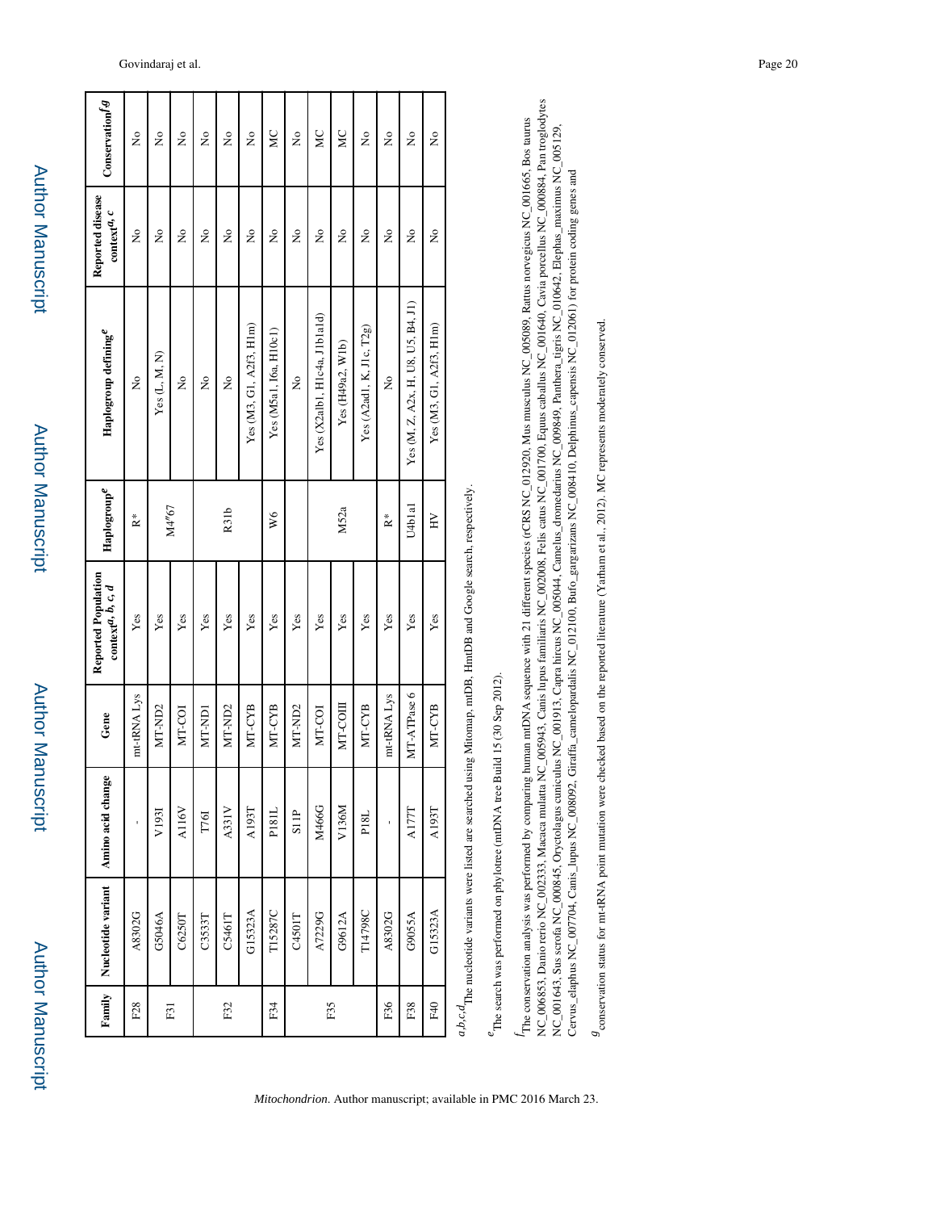| Family | Nucleotide variant | Amino acid change | Gene | Reported Population context[a, b, c, d] | Haplogroup[e] | Haplogroup defining[e] | Reported disease context[a, c] | Conservation[f,g] |
|---|---|---|---|---|---|---|---|---|
| F28 | A8302G | - | mt-tRNA Lys | Yes | R* | No | No | No |
| F31 | G5046A | V193I | MT-ND2 | Yes | M4″67 | Yes (L, M, N) | No | No |
| | C6250T | A116V | MT-COI | Yes | | No | No | No |
| F32 | C3533T | T76I | MT-ND1 | Yes | R31b | No | No | No |
| | C5461T | A331V | MT-ND2 | Yes | | No | No | No |
| | G15323A | A193T | MT-CYB | Yes | | Yes (M3, G1, A2f3, H1m) | No | No |
| F34 | T15287C | P181L | MT-CYB | Yes | W6 | Yes (M5a1, I6a, H10c1) | No | MC |
| F35 | C4501T | S11P | MT-ND2 | Yes | M52a | No | No | No |
| | A7229G | M466G | MT-COI | Yes | | Yes (X2a1b1, H1c4a, J1b1a1d) | No | MC |
| | G9612A | V136M | MT-COIII | Yes | | Yes (H49a2, W1b) | No | MC |
| | T14798C | P18L | MT-CYB | Yes | | Yes (A2ad1, K, J1c, T2g) | No | No |
| F36 | A8302G | - | mt-tRNA Lys | Yes | R* | No | No | No |
| F38 | G9055A | A177T | MT-ATPase 6 | Yes | U4b1a1 | Yes (M, Z, A2x, H, U8, U5, B4, J1) | No | No |
| F40 | G15323A | A193T | MT-CYB | Yes | HV | Yes (M3, G1, A2f3, H1m) | No | No |

[a,b,c,d] The nucleotide variants were listed are searched using Mitomap, mtDB, HmtDB and Google search, respectively.

[e] The search was performed on phylotree (mtDNA tree Build 15 (30 Sep 2012).

[f] The conservation analysis was performed by comparing human mtDNA sequence with 21 different species (rCRS NC_012920, Mus musculus NC_005089, Rattus norvegicus NC_001665, Bos taurus NC_006853, Danio rerio NC_002333, Macaca mulatta NC_005943, Canis lupus familiaris NC_002008, Felis catus NC_001700, Equus caballus NC_001640, Cavia porcellus NC_000884, Pan troglodytes NC_001643, Sus scrofa NC_000845, Oryctolagus cuniculus NC_001913, Capra hircus NC_005044, Camelus_dromedarius NC_009849, Panthera_tigris NC_010642, Elephas_maximus NC_005129, Cervus_elaphus NC_007704, Canis_lupus NC_008092, Giraffa_camelopardalis NC_012100, Bufo_gargarizans NC_008410, Delphinus_capensis NC_012061) for protein coding genes and

[g] conservation status for mt-tRNA point mutation were checked based on the reported literature (Yarham et al., 2012). MC represents moderately conserved.